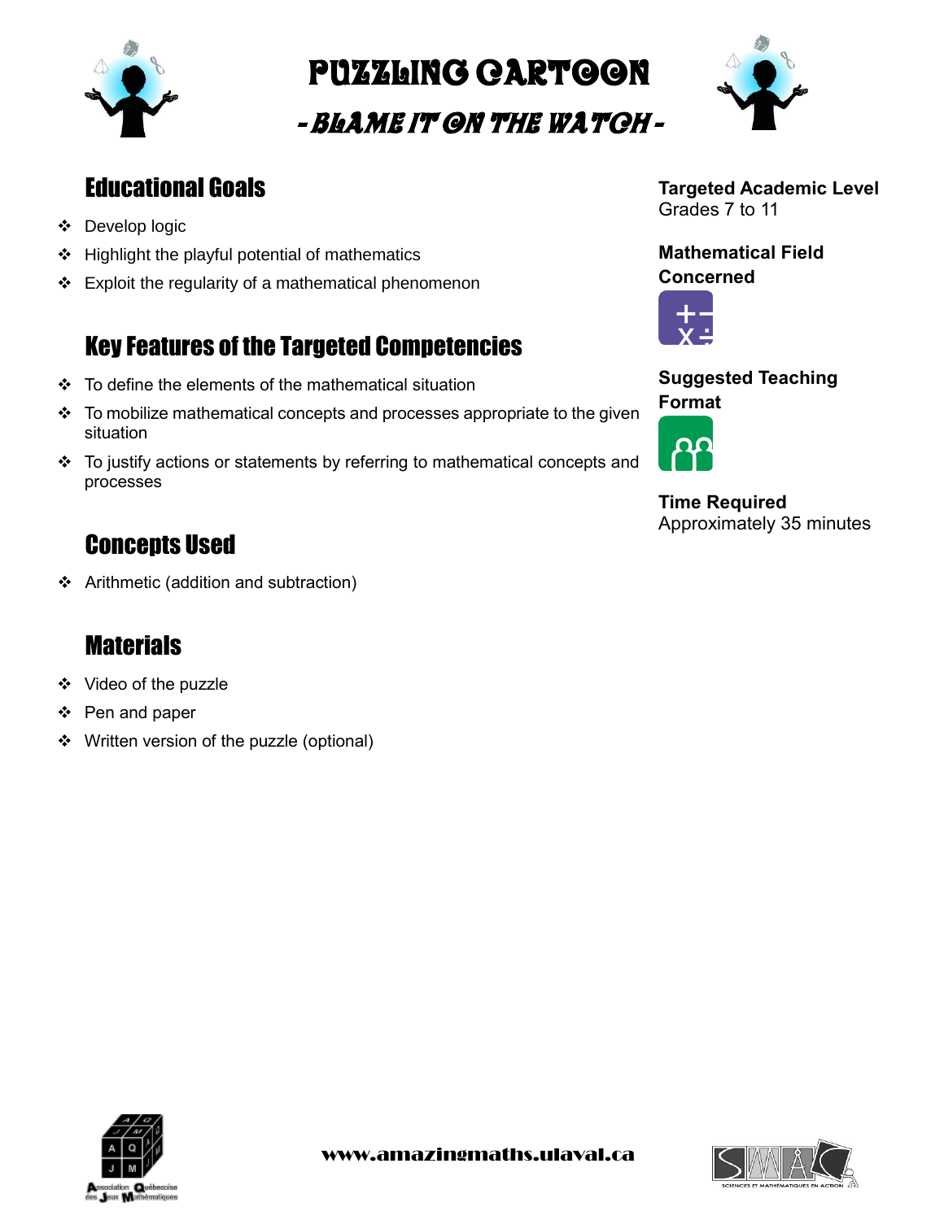# PUZZLING CARTOON

## *- BLAME IT ON THE WATCH -*

## Educational Goals

- Develop logic
- Highlight the playful potential of mathematics
- Exploit the regularity of a mathematical phenomenon

## Key Features of the Targeted Competencies

- To define the elements of the mathematical situation
- To mobilize mathematical concepts and processes appropriate to the given situation
- To justify actions or statements by referring to mathematical concepts and processes

## Concepts Used

- Arithmetic (addition and subtraction)

## Materials

- Video of the puzzle
- Pen and paper
- Written version of the puzzle (optional)

**Targeted Academic Level**
Grades 7 to 11

**Mathematical Field Concerned**

**Suggested Teaching Format**

**Time Required**
Approximately 35 minutes

www.amazingmaths.ulaval.ca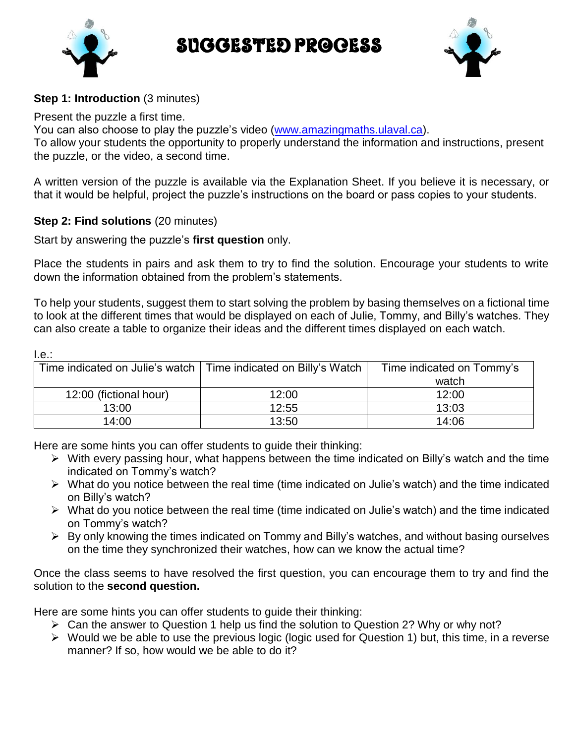# SUGGESTED PROCESS

**Step 1: Introduction** (3 minutes)

Present the puzzle a first time.
You can also choose to play the puzzle's video (www.amazingmaths.ulaval.ca).
To allow your students the opportunity to properly understand the information and instructions, present the puzzle, or the video, a second time.

A written version of the puzzle is available via the Explanation Sheet. If you believe it is necessary, or that it would be helpful, project the puzzle's instructions on the board or pass copies to your students.

**Step 2: Find solutions** (20 minutes)

Start by answering the puzzle's **first question** only.

Place the students in pairs and ask them to try to find the solution. Encourage your students to write down the information obtained from the problem's statements.

To help your students, suggest them to start solving the problem by basing themselves on a fictional time to look at the different times that would be displayed on each of Julie, Tommy, and Billy's watches. They can also create a table to organize their ideas and the different times displayed on each watch.

I.e.:

| Time indicated on Julie's watch | Time indicated on Billy's Watch | Time indicated on Tommy's watch |
|---|---|---|
| 12:00 (fictional hour) | 12:00 | 12:00 |
| 13:00 | 12:55 | 13:03 |
| 14:00 | 13:50 | 14:06 |

Here are some hints you can offer students to guide their thinking:

- With every passing hour, what happens between the time indicated on Billy's watch and the time indicated on Tommy's watch?
- What do you notice between the real time (time indicated on Julie's watch) and the time indicated on Billy's watch?
- What do you notice between the real time (time indicated on Julie's watch) and the time indicated on Tommy's watch?
- By only knowing the times indicated on Tommy and Billy's watches, and without basing ourselves on the time they synchronized their watches, how can we know the actual time?

Once the class seems to have resolved the first question, you can encourage them to try and find the solution to the **second question.**

Here are some hints you can offer students to guide their thinking:

- Can the answer to Question 1 help us find the solution to Question 2? Why or why not?
- Would we be able to use the previous logic (logic used for Question 1) but, this time, in a reverse manner? If so, how would we be able to do it?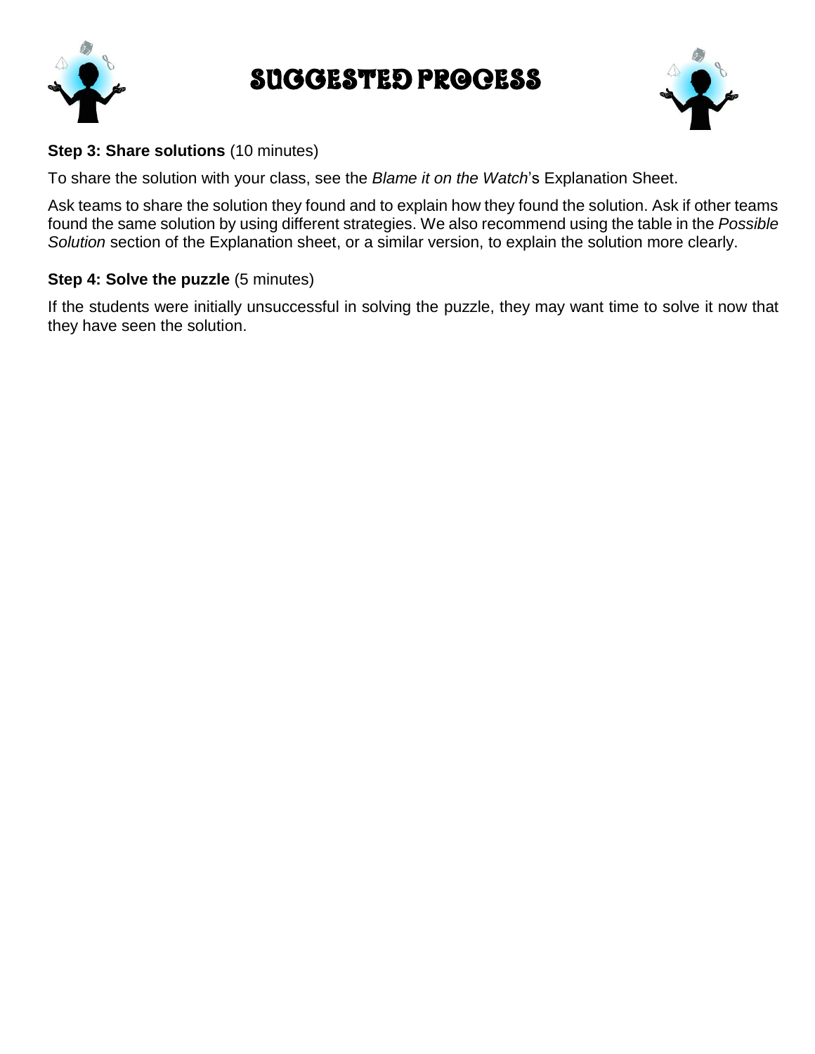# SUGGESTED PROCESS

**Step 3: Share solutions** (10 minutes)

To share the solution with your class, see the *Blame it on the Watch*'s Explanation Sheet.

Ask teams to share the solution they found and to explain how they found the solution. Ask if other teams found the same solution by using different strategies. We also recommend using the table in the *Possible Solution* section of the Explanation sheet, or a similar version, to explain the solution more clearly.

**Step 4: Solve the puzzle** (5 minutes)

If the students were initially unsuccessful in solving the puzzle, they may want time to solve it now that they have seen the solution.